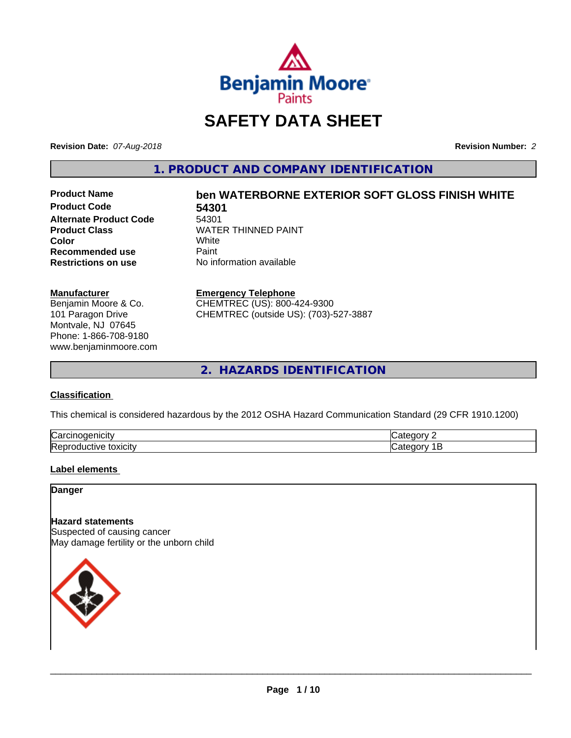# SAFETY DATA SHEET

**Revision Date:** *07-Aug-2018*

**Revision Number:** *2*

## 1. PRODUCT AND COMPANY IDENTIFICATION

| | |
|---|---|
| **Product Name** | **ben WATERBORNE EXTERIOR SOFT GLOSS FINISH WHITE** |
| **Product Code** | **54301** |
| **Alternate Product Code** | 54301 |
| **Product Class** | WATER THINNED PAINT |
| **Color** | White |
| **Recommended use** | Paint |
| **Restrictions on use** | No information available |

**Manufacturer**
Benjamin Moore & Co.
101 Paragon Drive
Montvale, NJ 07645
Phone: 1-866-708-9180
www.benjaminmoore.com

**Emergency Telephone**
CHEMTREC (US): 800-424-9300
CHEMTREC (outside US): (703)-527-3887

## 2. HAZARDS IDENTIFICATION

### Classification

This chemical is considered hazardous by the 2012 OSHA Hazard Communication Standard (29 CFR 1910.1200)

| | |
|---|---|
| Carcinogenicity | Category 2 |
| Reproductive toxicity | Category 1B |

### Label elements

**Danger**

**Hazard statements**
Suspected of causing cancer
May damage fertility or the unborn child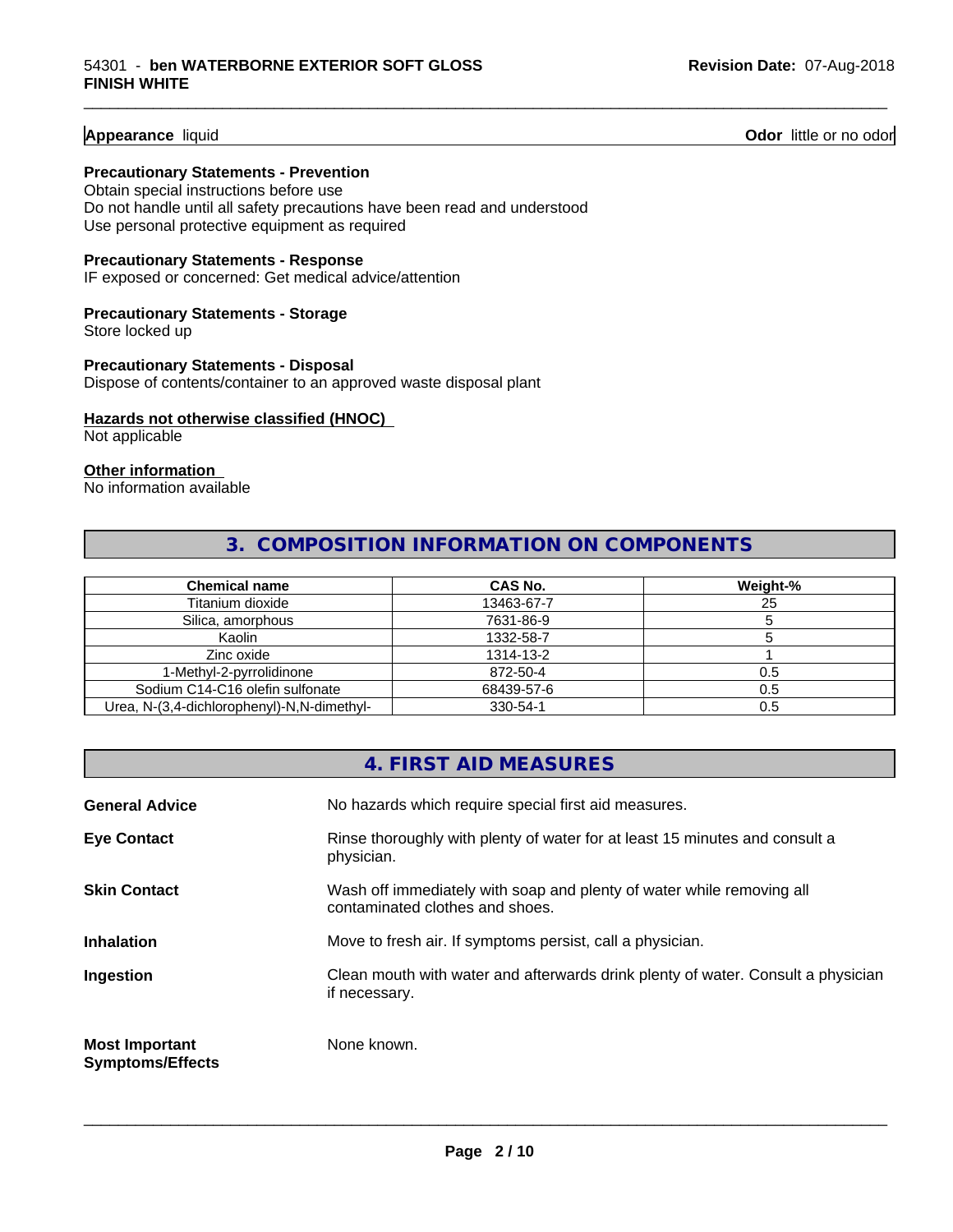**Appearance** liquid **Odor** little or no odor

**Precautionary Statements - Prevention**
Obtain special instructions before use
Do not handle until all safety precautions have been read and understood
Use personal protective equipment as required

**Precautionary Statements - Response**
IF exposed or concerned: Get medical advice/attention

**Precautionary Statements - Storage**
Store locked up

**Precautionary Statements - Disposal**
Dispose of contents/container to an approved waste disposal plant

**Hazards not otherwise classified (HNOC)**
Not applicable

**Other information**
No information available

## 3. COMPOSITION INFORMATION ON COMPONENTS

| Chemical name | CAS No. | Weight-% |
|---|---|---|
| Titanium dioxide | 13463-67-7 | 25 |
| Silica, amorphous | 7631-86-9 | 5 |
| Kaolin | 1332-58-7 | 5 |
| Zinc oxide | 1314-13-2 | 1 |
| 1-Methyl-2-pyrrolidinone | 872-50-4 | 0.5 |
| Sodium C14-C16 olefin sulfonate | 68439-57-6 | 0.5 |
| Urea, N-(3,4-dichlorophenyl)-N,N-dimethyl- | 330-54-1 | 0.5 |

## 4. FIRST AID MEASURES

**General Advice** No hazards which require special first aid measures.

**Eye Contact** Rinse thoroughly with plenty of water for at least 15 minutes and consult a physician.

**Skin Contact** Wash off immediately with soap and plenty of water while removing all contaminated clothes and shoes.

**Inhalation** Move to fresh air. If symptoms persist, call a physician.

**Ingestion** Clean mouth with water and afterwards drink plenty of water. Consult a physician if necessary.

**Most Important Symptoms/Effects** None known.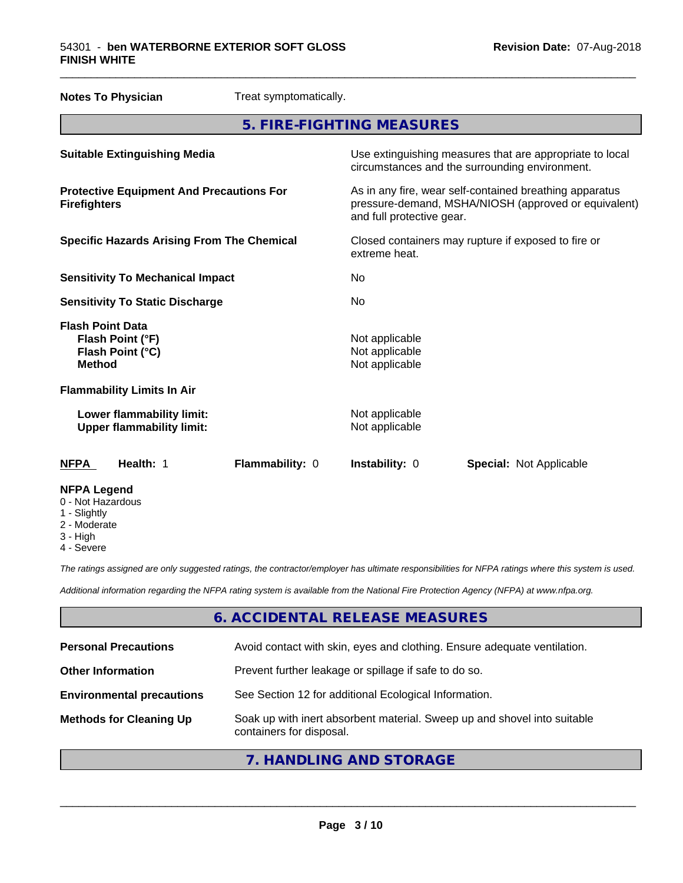**Notes To Physician** Treat symptomatically.

## 5. FIRE-FIGHTING MEASURES

| | |
|---|---|
| **Suitable Extinguishing Media** | Use extinguishing measures that are appropriate to local circumstances and the surrounding environment. |
| **Protective Equipment And Precautions For Firefighters** | As in any fire, wear self-contained breathing apparatus pressure-demand, MSHA/NIOSH (approved or equivalent) and full protective gear. |
| **Specific Hazards Arising From The Chemical** | Closed containers may rupture if exposed to fire or extreme heat. |
| **Sensitivity To Mechanical Impact** | No |
| **Sensitivity To Static Discharge** | No |
| **Flash Point Data** | |
| **Flash Point (°F)** | Not applicable |
| **Flash Point (°C)** | Not applicable |
| **Method** | Not applicable |
| **Flammability Limits In Air** | |
| **Lower flammability limit:** | Not applicable |
| **Upper flammability limit:** | Not applicable |

| **NFPA** | **Health:** 1 | **Flammability:** 0 | **Instability:** 0 | **Special:** Not Applicable |
|---|---|---|---|---|

**NFPA Legend**
- 0 - Not Hazardous
- 1 - Slightly
- 2 - Moderate
- 3 - High
- 4 - Severe

*The ratings assigned are only suggested ratings, the contractor/employer has ultimate responsibilities for NFPA ratings where this system is used.*

*Additional information regarding the NFPA rating system is available from the National Fire Protection Agency (NFPA) at www.nfpa.org.*

## 6. ACCIDENTAL RELEASE MEASURES

| | |
|---|---|
| **Personal Precautions** | Avoid contact with skin, eyes and clothing. Ensure adequate ventilation. |
| **Other Information** | Prevent further leakage or spillage if safe to do so. |
| **Environmental precautions** | See Section 12 for additional Ecological Information. |
| **Methods for Cleaning Up** | Soak up with inert absorbent material. Sweep up and shovel into suitable containers for disposal. |

## 7. HANDLING AND STORAGE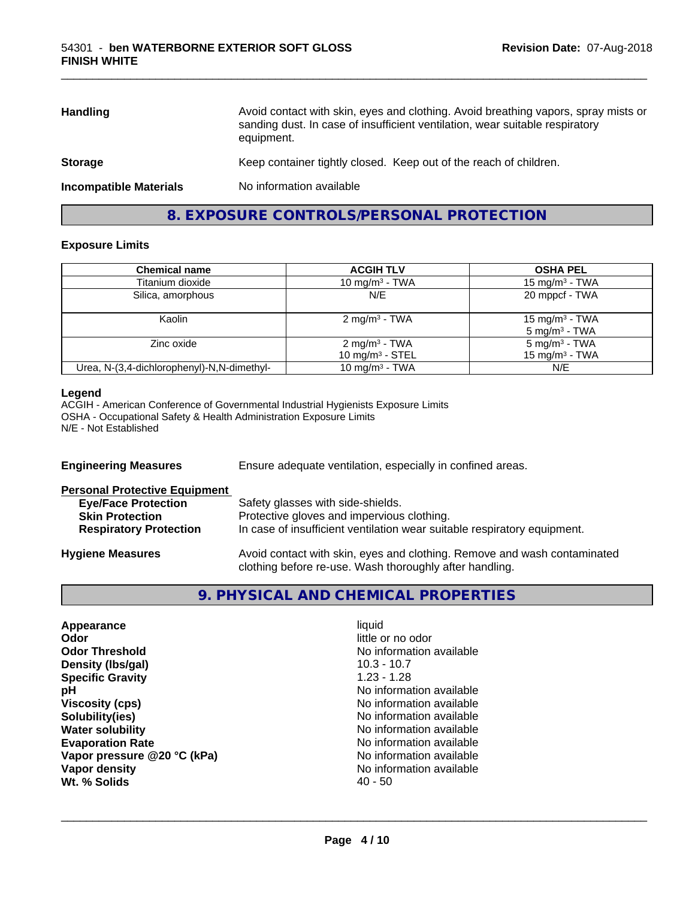| | |
|---|---|
| **Handling** | Avoid contact with skin, eyes and clothing. Avoid breathing vapors, spray mists or sanding dust. In case of insufficient ventilation, wear suitable respiratory equipment. |
| **Storage** | Keep container tightly closed. Keep out of the reach of children. |
| **Incompatible Materials** | No information available |

## 8. EXPOSURE CONTROLS/PERSONAL PROTECTION

### Exposure Limits

| Chemical name | ACGIH TLV | OSHA PEL |
|---|---|---|
| Titanium dioxide | 10 mg/m³ - TWA | 15 mg/m³ - TWA |
| Silica, amorphous | N/E | 20 mppcf - TWA |
| Kaolin | 2 mg/m³ - TWA | 15 mg/m³ - TWA<br>5 mg/m³ - TWA |
| Zinc oxide | 2 mg/m³ - TWA<br>10 mg/m³ - STEL | 5 mg/m³ - TWA<br>15 mg/m³ - TWA |
| Urea, N-(3,4-dichlorophenyl)-N,N-dimethyl- | 10 mg/m³ - TWA | N/E |

**Legend**
ACGIH - American Conference of Governmental Industrial Hygienists Exposure Limits
OSHA - Occupational Safety & Health Administration Exposure Limits
N/E - Not Established

**Engineering Measures** Ensure adequate ventilation, especially in confined areas.

**Personal Protective Equipment**

- **Eye/Face Protection** Safety glasses with side-shields.
- **Skin Protection** Protective gloves and impervious clothing.
- **Respiratory Protection** In case of insufficient ventilation wear suitable respiratory equipment.

**Hygiene Measures** Avoid contact with skin, eyes and clothing. Remove and wash contaminated clothing before re-use. Wash thoroughly after handling.

## 9. PHYSICAL AND CHEMICAL PROPERTIES

| | |
|---|---|
| **Appearance** | liquid |
| **Odor** | little or no odor |
| **Odor Threshold** | No information available |
| **Density (lbs/gal)** | 10.3 - 10.7 |
| **Specific Gravity** | 1.23 - 1.28 |
| **pH** | No information available |
| **Viscosity (cps)** | No information available |
| **Solubility(ies)** | No information available |
| **Water solubility** | No information available |
| **Evaporation Rate** | No information available |
| **Vapor pressure @20 °C (kPa)** | No information available |
| **Vapor density** | No information available |
| **Wt. % Solids** | 40 - 50 |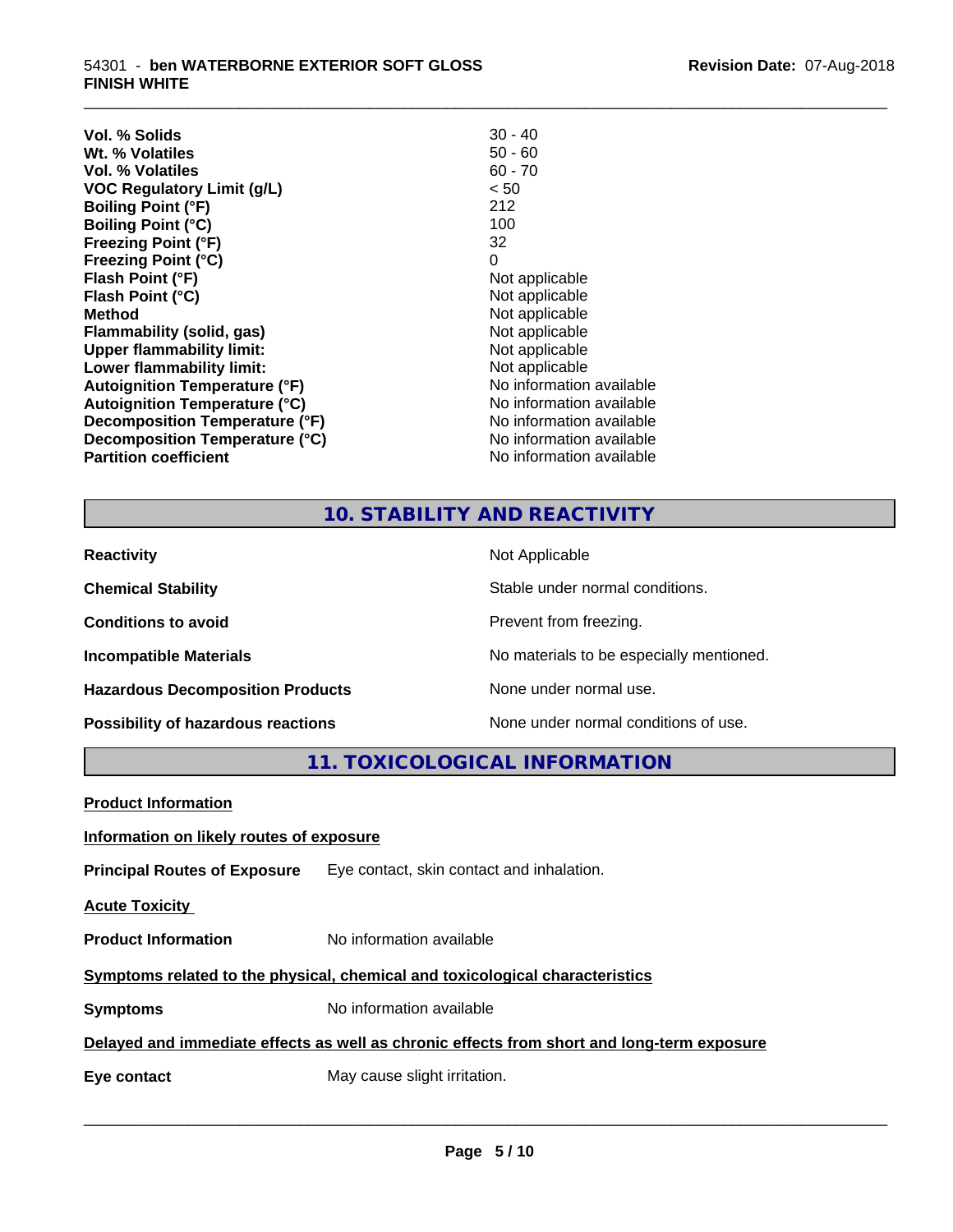| | |
|---|---|
| **Vol. % Solids** | 30 - 40 |
| **Wt. % Volatiles** | 50 - 60 |
| **Vol. % Volatiles** | 60 - 70 |
| **VOC Regulatory Limit (g/L)** | < 50 |
| **Boiling Point (°F)** | 212 |
| **Boiling Point (°C)** | 100 |
| **Freezing Point (°F)** | 32 |
| **Freezing Point (°C)** | 0 |
| **Flash Point (°F)** | Not applicable |
| **Flash Point (°C)** | Not applicable |
| **Method** | Not applicable |
| **Flammability (solid, gas)** | Not applicable |
| **Upper flammability limit:** | Not applicable |
| **Lower flammability limit:** | Not applicable |
| **Autoignition Temperature (°F)** | No information available |
| **Autoignition Temperature (°C)** | No information available |
| **Decomposition Temperature (°F)** | No information available |
| **Decomposition Temperature (°C)** | No information available |
| **Partition coefficient** | No information available |

## 10. STABILITY AND REACTIVITY

| | |
|---|---|
| **Reactivity** | Not Applicable |
| **Chemical Stability** | Stable under normal conditions. |
| **Conditions to avoid** | Prevent from freezing. |
| **Incompatible Materials** | No materials to be especially mentioned. |
| **Hazardous Decomposition Products** | None under normal use. |
| **Possibility of hazardous reactions** | None under normal conditions of use. |

## 11. TOXICOLOGICAL INFORMATION

**Product Information**

**Information on likely routes of exposure**

**Principal Routes of Exposure** Eye contact, skin contact and inhalation.

**Acute Toxicity**

**Product Information** No information available

**Symptoms related to the physical, chemical and toxicological characteristics**

**Symptoms** No information available

**Delayed and immediate effects as well as chronic effects from short and long-term exposure**

**Eye contact** May cause slight irritation.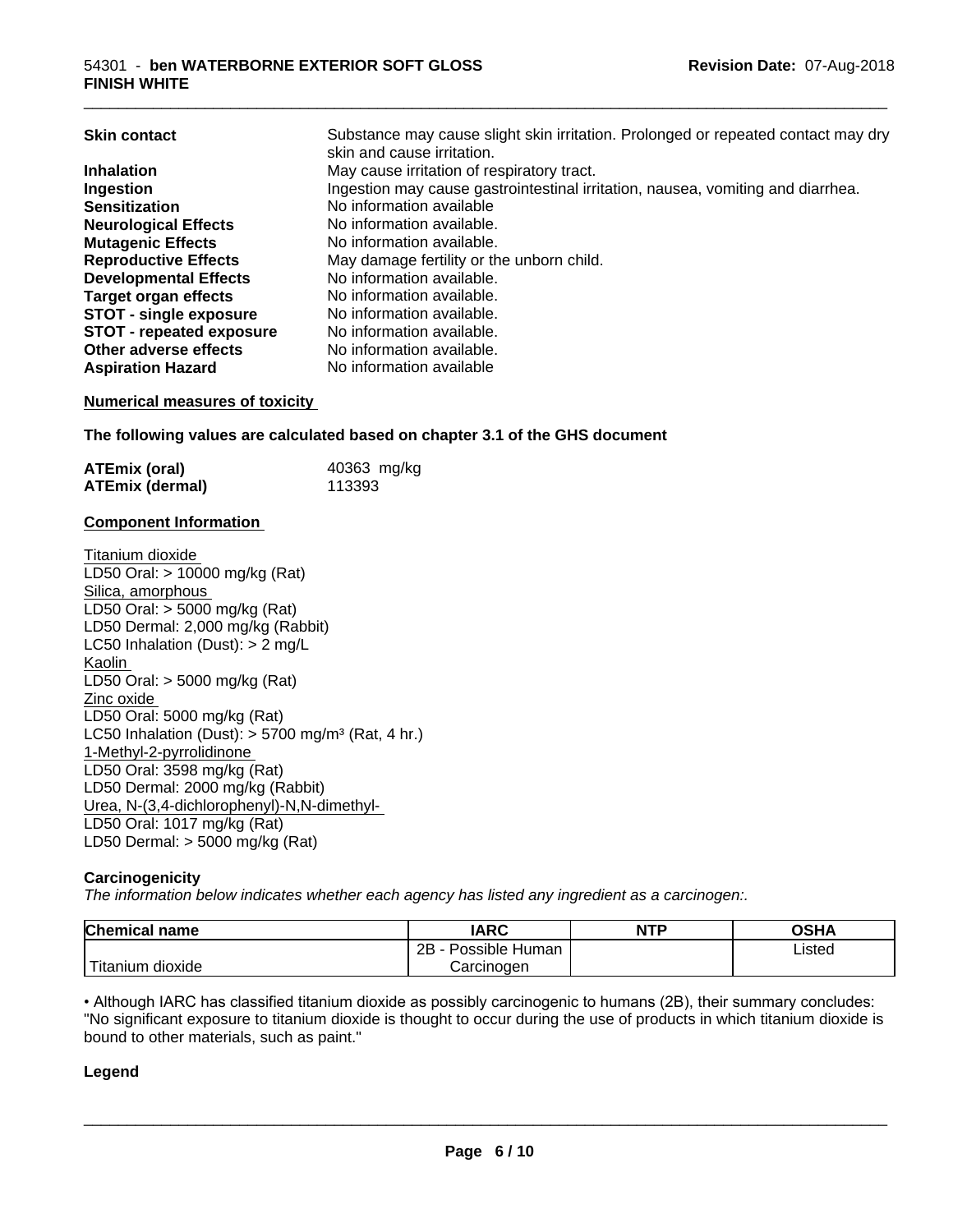| | |
|---|---|
| **Skin contact** | Substance may cause slight skin irritation. Prolonged or repeated contact may dry skin and cause irritation. |
| **Inhalation** | May cause irritation of respiratory tract. |
| **Ingestion** | Ingestion may cause gastrointestinal irritation, nausea, vomiting and diarrhea. |
| **Sensitization** | No information available |
| **Neurological Effects** | No information available. |
| **Mutagenic Effects** | No information available. |
| **Reproductive Effects** | May damage fertility or the unborn child. |
| **Developmental Effects** | No information available. |
| **Target organ effects** | No information available. |
| **STOT - single exposure** | No information available. |
| **STOT - repeated exposure** | No information available. |
| **Other adverse effects** | No information available. |
| **Aspiration Hazard** | No information available |

**Numerical measures of toxicity**

**The following values are calculated based on chapter 3.1 of the GHS document**

| | |
|---|---|
| **ATEmix (oral)** | 40363 mg/kg |
| **ATEmix (dermal)** | 113393 |

**Component Information**

Titanium dioxide
LD50 Oral: > 10000 mg/kg (Rat)
Silica, amorphous
LD50 Oral: > 5000 mg/kg (Rat)
LD50 Dermal: 2,000 mg/kg (Rabbit)
LC50 Inhalation (Dust): > 2 mg/L
Kaolin
LD50 Oral: > 5000 mg/kg (Rat)
Zinc oxide
LD50 Oral: 5000 mg/kg (Rat)
LC50 Inhalation (Dust): > 5700 mg/m³ (Rat, 4 hr.)
1-Methyl-2-pyrrolidinone
LD50 Oral: 3598 mg/kg (Rat)
LD50 Dermal: 2000 mg/kg (Rabbit)
Urea, N-(3,4-dichlorophenyl)-N,N-dimethyl-
LD50 Oral: 1017 mg/kg (Rat)
LD50 Dermal: > 5000 mg/kg (Rat)

**Carcinogenicity**

*The information below indicates whether each agency has listed any ingredient as a carcinogen:.*

| Chemical name | IARC | NTP | OSHA |
|---|---|---|---|
| Titanium dioxide | 2B - Possible Human Carcinogen | | Listed |

• Although IARC has classified titanium dioxide as possibly carcinogenic to humans (2B), their summary concludes: "No significant exposure to titanium dioxide is thought to occur during the use of products in which titanium dioxide is bound to other materials, such as paint."

**Legend**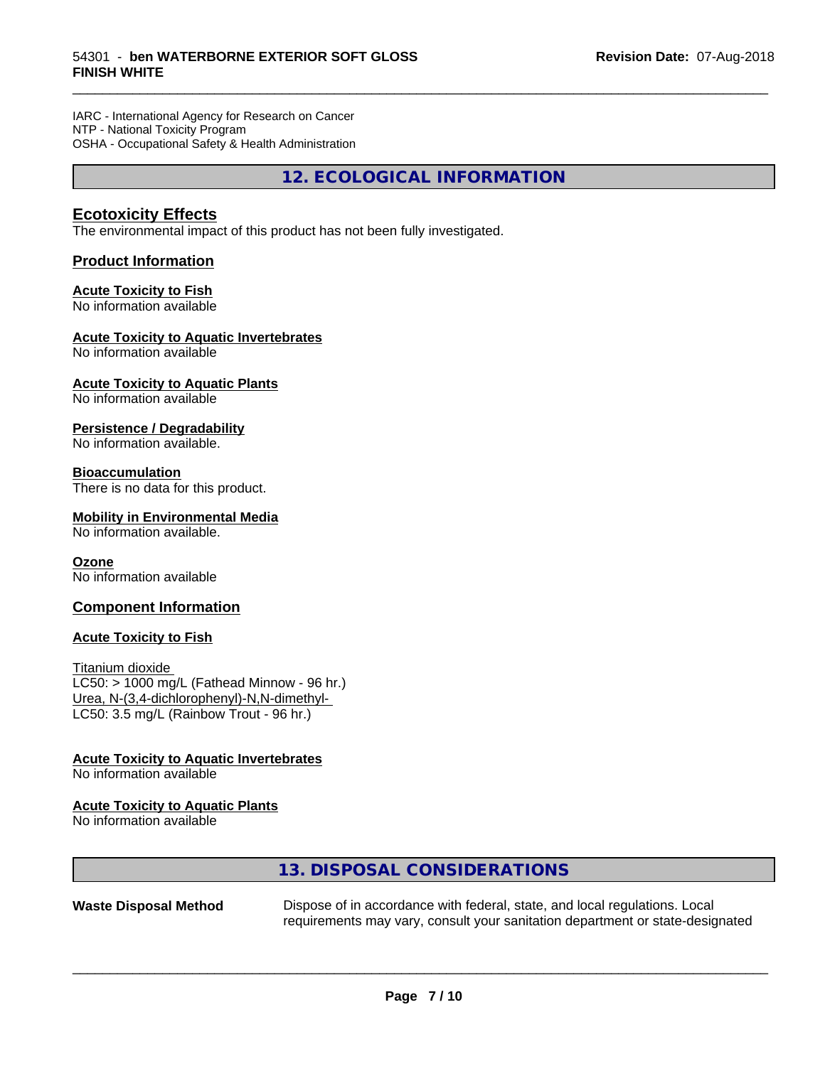IARC - International Agency for Research on Cancer
NTP - National Toxicity Program
OSHA - Occupational Safety & Health Administration

## 12. ECOLOGICAL INFORMATION

### Ecotoxicity Effects

The environmental impact of this product has not been fully investigated.

### Product Information

**Acute Toxicity to Fish**
No information available

**Acute Toxicity to Aquatic Invertebrates**
No information available

**Acute Toxicity to Aquatic Plants**
No information available

**Persistence / Degradability**
No information available.

**Bioaccumulation**
There is no data for this product.

**Mobility in Environmental Media**
No information available.

**Ozone**
No information available

### Component Information

**Acute Toxicity to Fish**

Titanium dioxide
LC50: > 1000 mg/L (Fathead Minnow - 96 hr.)
Urea, N-(3,4-dichlorophenyl)-N,N-dimethyl-
LC50: 3.5 mg/L (Rainbow Trout - 96 hr.)

**Acute Toxicity to Aquatic Invertebrates**
No information available

**Acute Toxicity to Aquatic Plants**
No information available

## 13. DISPOSAL CONSIDERATIONS

**Waste Disposal Method** Dispose of in accordance with federal, state, and local regulations. Local requirements may vary, consult your sanitation department or state-designated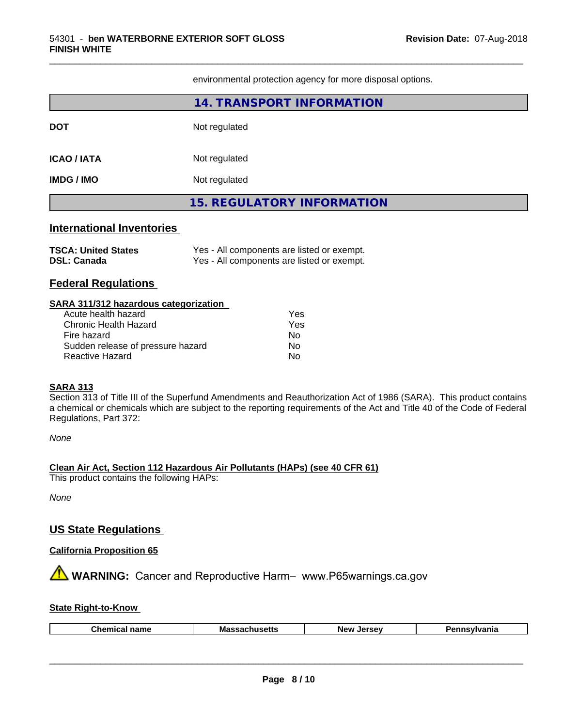environmental protection agency for more disposal options.

## 14. TRANSPORT INFORMATION

**DOT** Not regulated

**ICAO / IATA** Not regulated

**IMDG / IMO** Not regulated

## 15. REGULATORY INFORMATION

### International Inventories

**TSCA: United States** Yes - All components are listed or exempt.
**DSL: Canada** Yes - All components are listed or exempt.

### Federal Regulations

**SARA 311/312 hazardous categorization**

| | |
|---|---|
| Acute health hazard | Yes |
| Chronic Health Hazard | Yes |
| Fire hazard | No |
| Sudden release of pressure hazard | No |
| Reactive Hazard | No |

**SARA 313**
Section 313 of Title III of the Superfund Amendments and Reauthorization Act of 1986 (SARA). This product contains a chemical or chemicals which are subject to the reporting requirements of the Act and Title 40 of the Code of Federal Regulations, Part 372:

*None*

**Clean Air Act, Section 112 Hazardous Air Pollutants (HAPs) (see 40 CFR 61)**
This product contains the following HAPs:

*None*

### US State Regulations

**California Proposition 65**

⚠ **WARNING:** Cancer and Reproductive Harm– www.P65warnings.ca.gov

**State Right-to-Know**

| Chemical name | Massachusetts | New Jersey | Pennsylvania |
|---|---|---|---|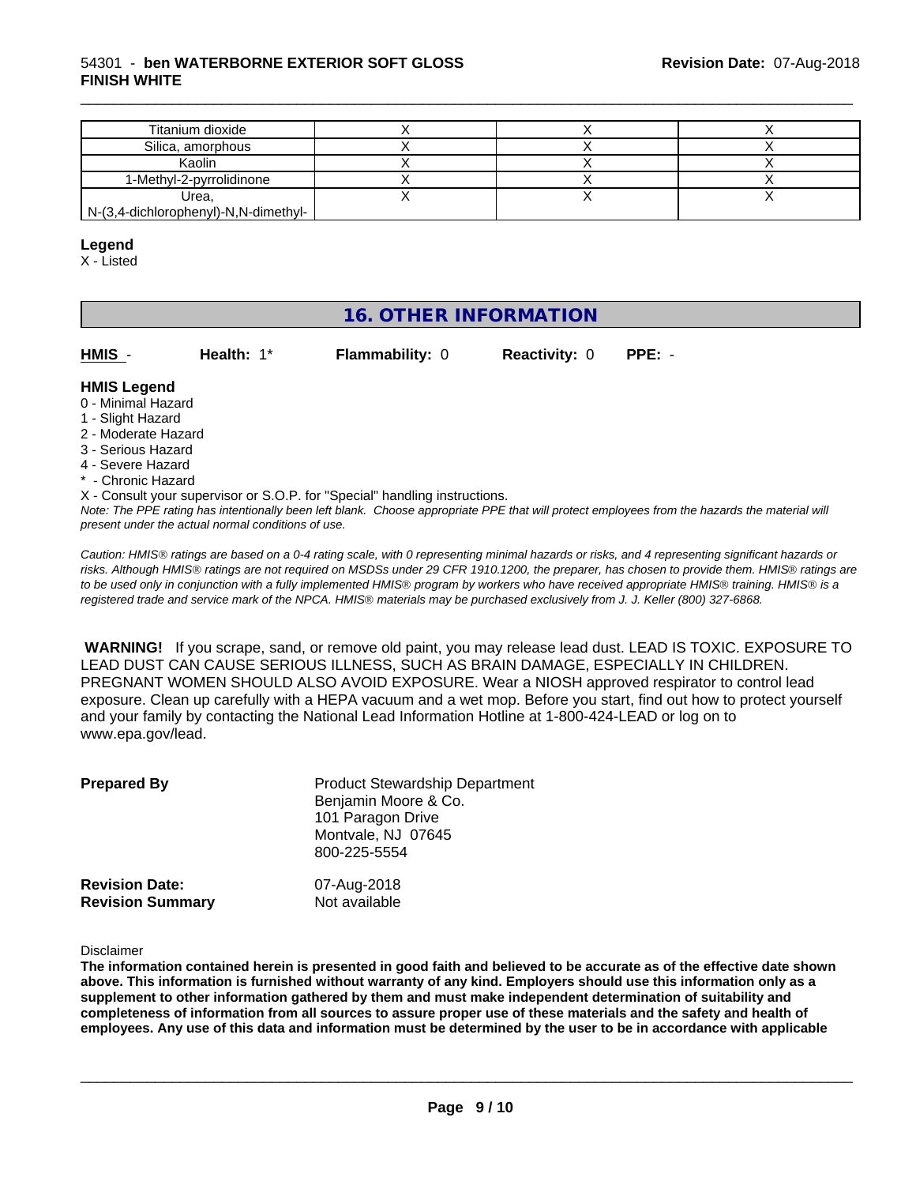| | | | |
|---|---|---|---|
| Titanium dioxide | X | X | X |
| Silica, amorphous | X | X | X |
| Kaolin | X | X | X |
| 1-Methyl-2-pyrrolidinone | X | X | X |
| Urea, N-(3,4-dichlorophenyl)-N,N-dimethyl- | X | X | X |

**Legend**

X - Listed

## 16. OTHER INFORMATION

**HMIS** - **Health:** 1* **Flammability:** 0 **Reactivity:** 0 **PPE:** -

**HMIS Legend**

0 - Minimal Hazard
1 - Slight Hazard
2 - Moderate Hazard
3 - Serious Hazard
4 - Severe Hazard
* - Chronic Hazard
X - Consult your supervisor or S.O.P. for "Special" handling instructions.

*Note: The PPE rating has intentionally been left blank. Choose appropriate PPE that will protect employees from the hazards the material will present under the actual normal conditions of use.*

*Caution: HMIS® ratings are based on a 0-4 rating scale, with 0 representing minimal hazards or risks, and 4 representing significant hazards or risks. Although HMIS® ratings are not required on MSDSs under 29 CFR 1910.1200, the preparer, has chosen to provide them. HMIS® ratings are to be used only in conjunction with a fully implemented HMIS® program by workers who have received appropriate HMIS® training. HMIS® is a registered trade and service mark of the NPCA. HMIS® materials may be purchased exclusively from J. J. Keller (800) 327-6868.*

**WARNING!** If you scrape, sand, or remove old paint, you may release lead dust. LEAD IS TOXIC. EXPOSURE TO LEAD DUST CAN CAUSE SERIOUS ILLNESS, SUCH AS BRAIN DAMAGE, ESPECIALLY IN CHILDREN. PREGNANT WOMEN SHOULD ALSO AVOID EXPOSURE. Wear a NIOSH approved respirator to control lead exposure. Clean up carefully with a HEPA vacuum and a wet mop. Before you start, find out how to protect yourself and your family by contacting the National Lead Information Hotline at 1-800-424-LEAD or log on to www.epa.gov/lead.

**Prepared By**

Product Stewardship Department
Benjamin Moore & Co.
101 Paragon Drive
Montvale, NJ 07645
800-225-5554

**Revision Date:** 07-Aug-2018
**Revision Summary** Not available

Disclaimer

**The information contained herein is presented in good faith and believed to be accurate as of the effective date shown above. This information is furnished without warranty of any kind. Employers should use this information only as a supplement to other information gathered by them and must make independent determination of suitability and completeness of information from all sources to assure proper use of these materials and the safety and health of employees. Any use of this data and information must be determined by the user to be in accordance with applicable**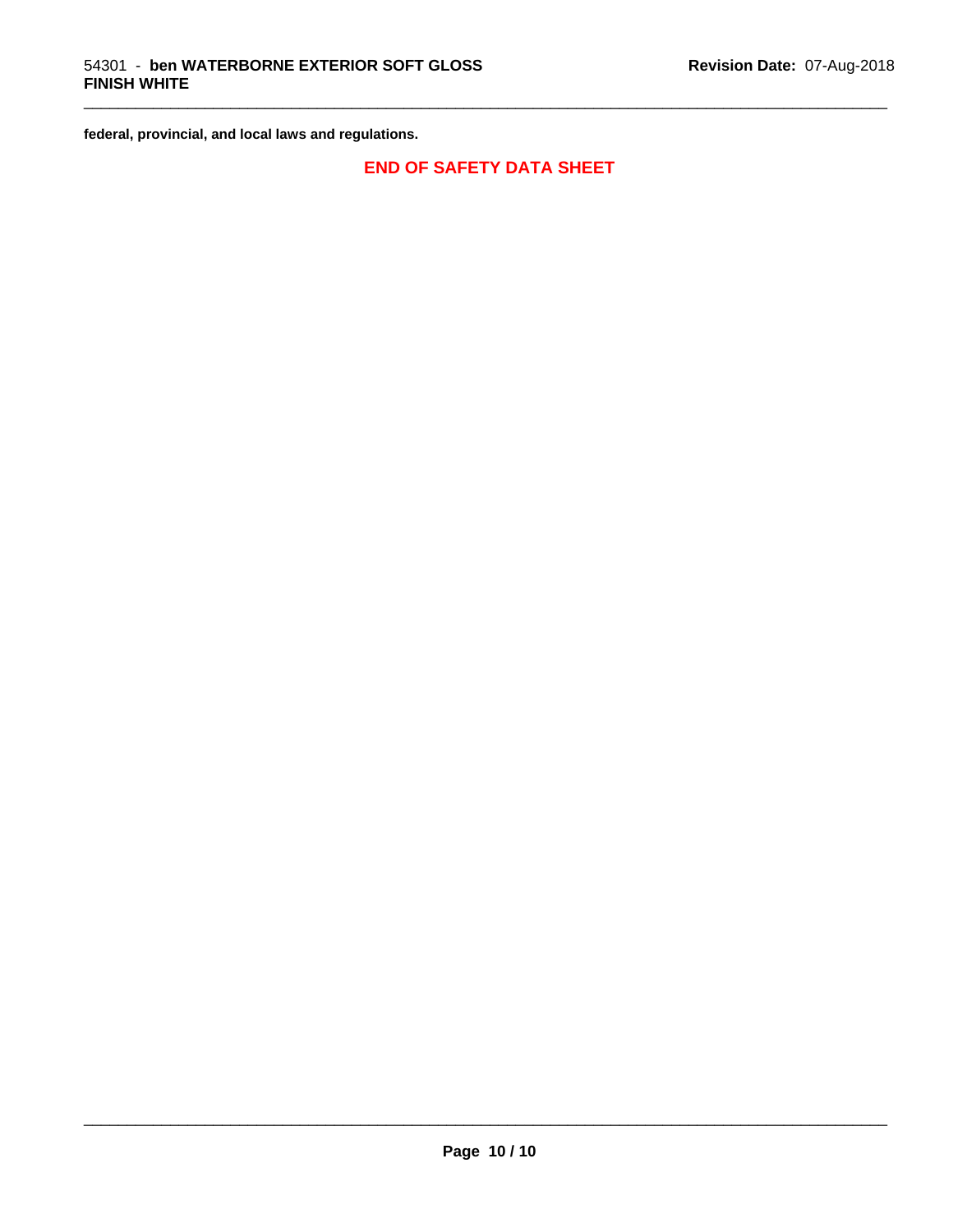**federal, provincial, and local laws and regulations.**

**END OF SAFETY DATA SHEET**